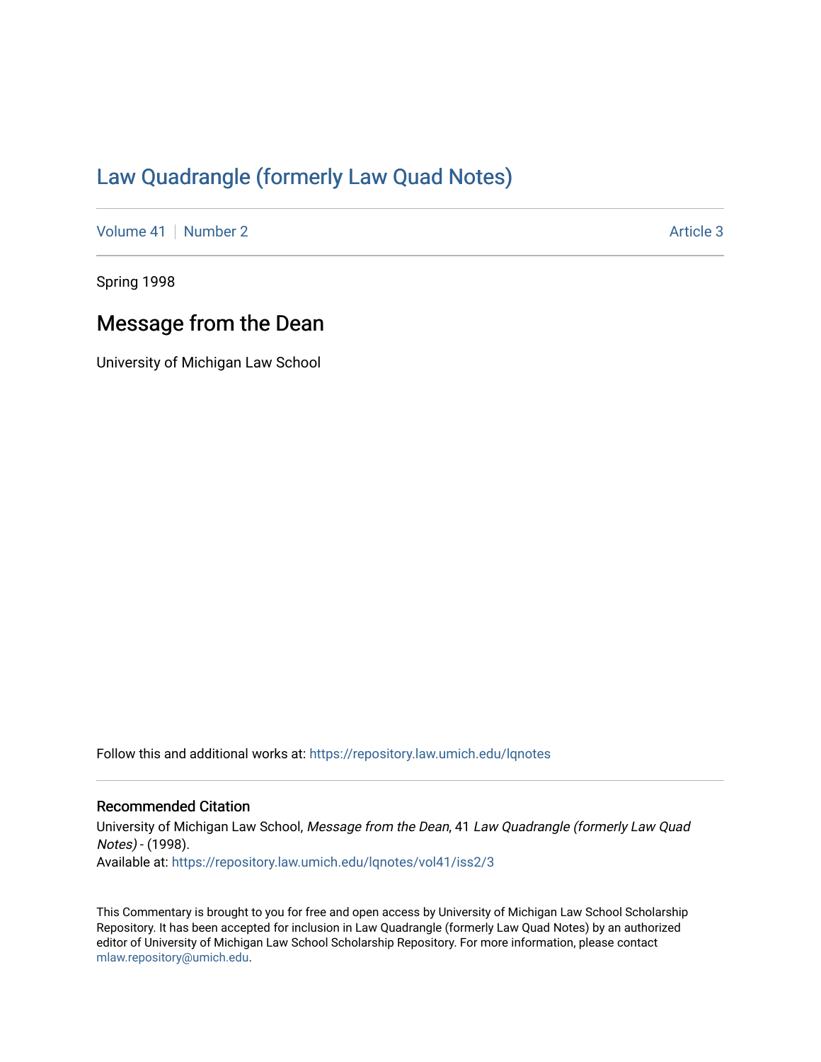# Law Quadrangle (formerly Law Quad Notes)

Volume 41 | Number 2 | Article 3

Spring 1998

## Message from the Dean

University of Michigan Law School

Follow this and additional works at: https://repository.law.umich.edu/lqnotes

### Recommended Citation

University of Michigan Law School, *Message from the Dean*, 41 *Law Quadrangle (formerly Law Quad Notes)* - (1998).

Available at: https://repository.law.umich.edu/lqnotes/vol41/iss2/3

This Commentary is brought to you for free and open access by University of Michigan Law School Scholarship Repository. It has been accepted for inclusion in Law Quadrangle (formerly Law Quad Notes) by an authorized editor of University of Michigan Law School Scholarship Repository. For more information, please contact mlaw.repository@umich.edu.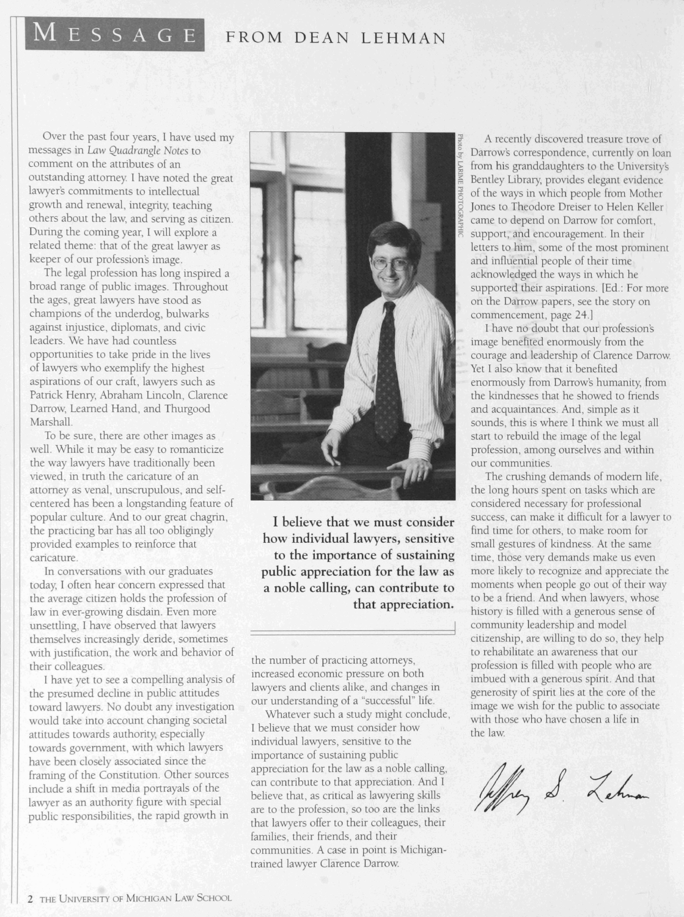# MESSAGE FROM DEAN LEHMAN

Over the past four years, I have used my messages in *Law Quadrangle Notes* to comment on the attributes of an outstanding attorney. I have noted the great lawyer's commitments to intellectual growth and renewal, integrity, teaching others about the law, and serving as citizen. During the coming year, I will explore a related theme: that of the great lawyer as keeper of our profession's image.

The legal profession has long inspired a broad range of public images. Throughout the ages, great lawyers have stood as champions of the underdog, bulwarks against injustice, diplomats, and civic leaders. We have had countless opportunities to take pride in the lives of lawyers who exemplify the highest aspirations of our craft, lawyers such as Patrick Henry, Abraham Lincoln, Clarence Darrow, Learned Hand, and Thurgood Marshall.

To be sure, there are other images as well. While it may be easy to romanticize the way lawyers have traditionally been viewed, in truth the caricature of an attorney as venal, unscrupulous, and self-centered has been a longstanding feature of popular culture. And to our great chagrin, the practicing bar has all too obligingly provided examples to reinforce that caricature.

In conversations with our graduates today, I often hear concern expressed that the average citizen holds the profession of law in ever-growing disdain. Even more unsettling, I have observed that lawyers themselves increasingly deride, sometimes with justification, the work and behavior of their colleagues.

I have yet to see a compelling analysis of the presumed decline in public attitudes toward lawyers. No doubt any investigation would take into account changing societal attitudes towards authority, especially towards government, with which lawyers have been closely associated since the framing of the Constitution. Other sources include a shift in media portrayals of the lawyer as an authority figure with special public responsibilities, the rapid growth in the number of practicing attorneys, increased economic pressure on both lawyers and clients alike, and changes in our understanding of a "successful" life.

Photo by LARIMIE PHOTOGRAPHIC

**I believe that we must consider how individual lawyers, sensitive to the importance of sustaining public appreciation for the law as a noble calling, can contribute to that appreciation.**

Whatever such a study might conclude, I believe that we must consider how individual lawyers, sensitive to the importance of sustaining public appreciation for the law as a noble calling, can contribute to that appreciation. And I believe that, as critical as lawyering skills are to the profession, so too are the links that lawyers offer to their colleagues, their families, their friends, and their communities. A case in point is Michigan-trained lawyer Clarence Darrow.

A recently discovered treasure trove of Darrow's correspondence, currently on loan from his granddaughters to the University's Bentley Library, provides elegant evidence of the ways in which people from Mother Jones to Theodore Dreiser to Helen Keller came to depend on Darrow for comfort, support, and encouragement. In their letters to him, some of the most prominent and influential people of their time acknowledged the ways in which he supported their aspirations. [Ed.: For more on the Darrow papers, see the story on commencement, page 24.]

I have no doubt that our profession's image benefited enormously from the courage and leadership of Clarence Darrow. Yet I also know that it benefited enormously from Darrow's humanity, from the kindnesses that he showed to friends and acquaintances. And, simple as it sounds, this is where I think we must all start to rebuild the image of the legal profession, among ourselves and within our communities.

The crushing demands of modern life, the long hours spent on tasks which are considered necessary for professional success, can make it difficult for a lawyer to find time for others, to make room for small gestures of kindness. At the same time, those very demands make us even more likely to recognize and appreciate the moments when people go out of their way to be a friend. And when lawyers, whose history is filled with a generous sense of community leadership and model citizenship, are willing to do so, they help to rehabilitate an awareness that our profession is filled with people who are imbued with a generous spirit. And that generosity of spirit lies at the core of the image we wish for the public to associate with those who have chosen a life in the law.

Jeffrey S. Lehman